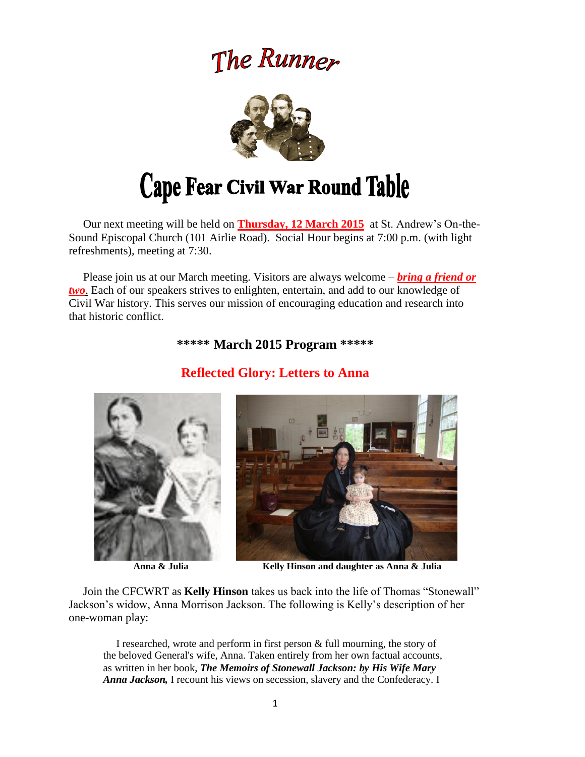# The Runner

# Cape Fear Civil War Round Table

Our next meeting will be held on **Thursday, 12 March 2015** at St. Andrew's On-the-Sound Episcopal Church (101 Airlie Road). Social Hour begins at 7:00 p.m. (with light refreshments), meeting at 7:30.

Please join us at our March meeting. Visitors are always welcome – ***bring a friend or two***. Each of our speakers strives to enlighten, entertain, and add to our knowledge of Civil War history. This serves our mission of encouraging education and research into that historic conflict.

## \*\*\*\*\* March 2015 Program \*\*\*\*\*

## Reflected Glory: Letters to Anna

**Anna & Julia**

**Kelly Hinson and daughter as Anna & Julia**

Join the CFCWRT as **Kelly Hinson** takes us back into the life of Thomas "Stonewall" Jackson's widow, Anna Morrison Jackson. The following is Kelly's description of her one-woman play:

> I researched, wrote and perform in first person & full mourning, the story of the beloved General's wife, Anna. Taken entirely from her own factual accounts, as written in her book, ***The Memoirs of Stonewall Jackson: by His Wife Mary Anna Jackson,*** I recount his views on secession, slavery and the Confederacy. I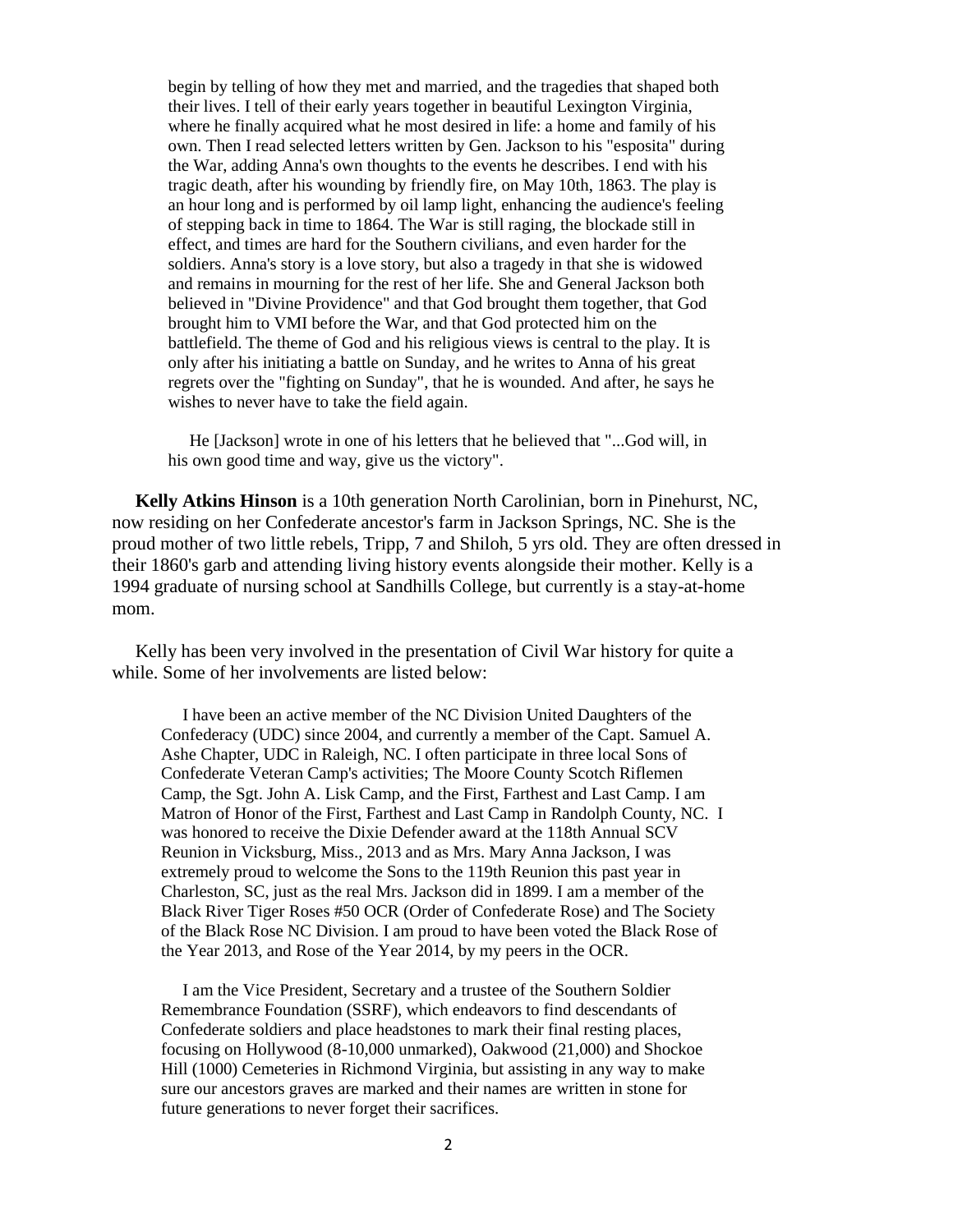begin by telling of how they met and married, and the tragedies that shaped both their lives. I tell of their early years together in beautiful Lexington Virginia, where he finally acquired what he most desired in life: a home and family of his own. Then I read selected letters written by Gen. Jackson to his "esposita" during the War, adding Anna's own thoughts to the events he describes. I end with his tragic death, after his wounding by friendly fire, on May 10th, 1863. The play is an hour long and is performed by oil lamp light, enhancing the audience's feeling of stepping back in time to 1864. The War is still raging, the blockade still in effect, and times are hard for the Southern civilians, and even harder for the soldiers. Anna's story is a love story, but also a tragedy in that she is widowed and remains in mourning for the rest of her life. She and General Jackson both believed in "Divine Providence" and that God brought them together, that God brought him to VMI before the War, and that God protected him on the battlefield. The theme of God and his religious views is central to the play. It is only after his initiating a battle on Sunday, and he writes to Anna of his great regrets over the "fighting on Sunday", that he is wounded. And after, he says he wishes to never have to take the field again.

He [Jackson] wrote in one of his letters that he believed that "...God will, in his own good time and way, give us the victory".

**Kelly Atkins Hinson** is a 10th generation North Carolinian, born in Pinehurst, NC, now residing on her Confederate ancestor's farm in Jackson Springs, NC. She is the proud mother of two little rebels, Tripp, 7 and Shiloh, 5 yrs old. They are often dressed in their 1860's garb and attending living history events alongside their mother. Kelly is a 1994 graduate of nursing school at Sandhills College, but currently is a stay-at-home mom.

Kelly has been very involved in the presentation of Civil War history for quite a while. Some of her involvements are listed below:

I have been an active member of the NC Division United Daughters of the Confederacy (UDC) since 2004, and currently a member of the Capt. Samuel A. Ashe Chapter, UDC in Raleigh, NC. I often participate in three local Sons of Confederate Veteran Camp's activities; The Moore County Scotch Riflemen Camp, the Sgt. John A. Lisk Camp, and the First, Farthest and Last Camp. I am Matron of Honor of the First, Farthest and Last Camp in Randolph County, NC. I was honored to receive the Dixie Defender award at the 118th Annual SCV Reunion in Vicksburg, Miss., 2013 and as Mrs. Mary Anna Jackson, I was extremely proud to welcome the Sons to the 119th Reunion this past year in Charleston, SC, just as the real Mrs. Jackson did in 1899. I am a member of the Black River Tiger Roses #50 OCR (Order of Confederate Rose) and The Society of the Black Rose NC Division. I am proud to have been voted the Black Rose of the Year 2013, and Rose of the Year 2014, by my peers in the OCR.

I am the Vice President, Secretary and a trustee of the Southern Soldier Remembrance Foundation (SSRF), which endeavors to find descendants of Confederate soldiers and place headstones to mark their final resting places, focusing on Hollywood (8-10,000 unmarked), Oakwood (21,000) and Shockoe Hill (1000) Cemeteries in Richmond Virginia, but assisting in any way to make sure our ancestors graves are marked and their names are written in stone for future generations to never forget their sacrifices.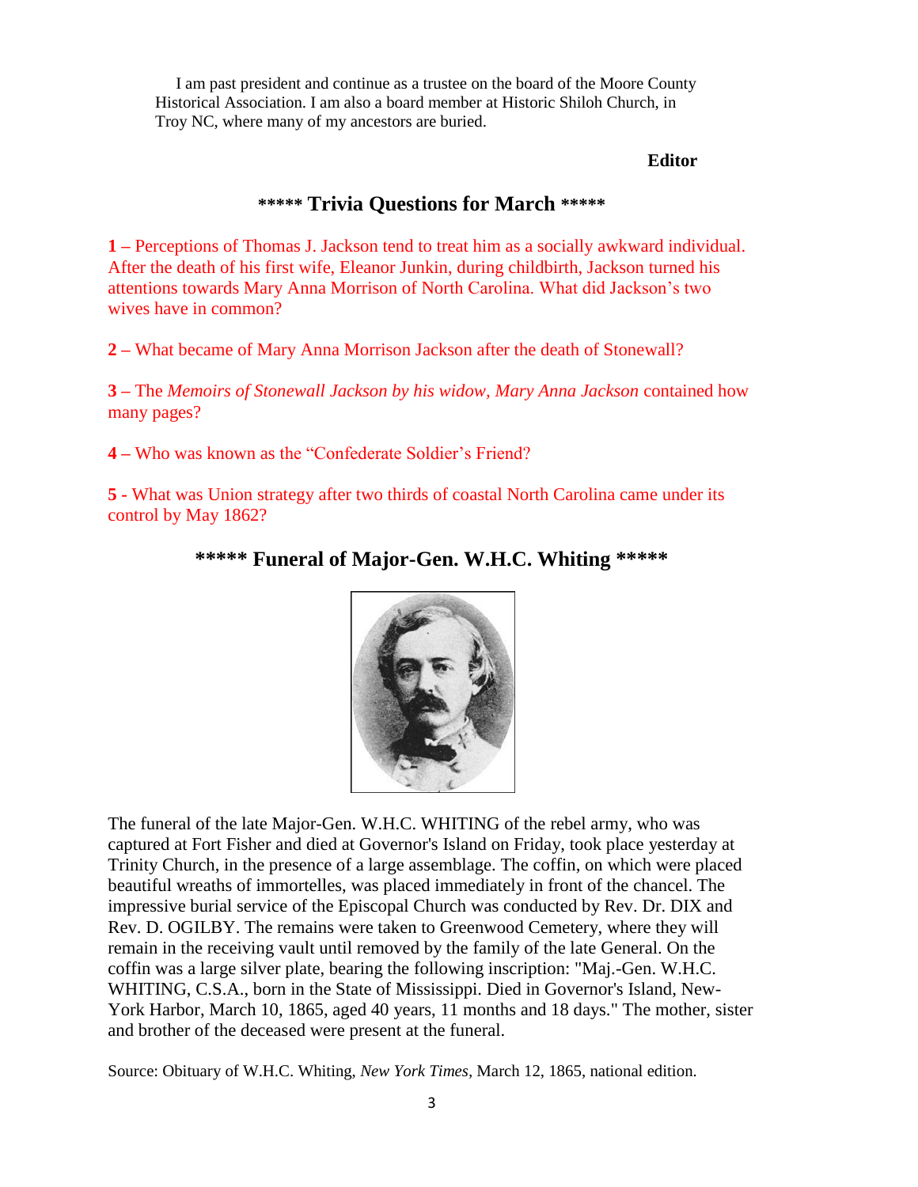I am past president and continue as a trustee on the board of the Moore County Historical Association. I am also a board member at Historic Shiloh Church, in Troy NC, where many of my ancestors are buried.

**Editor**

## ***** Trivia Questions for March *****

**1 –** Perceptions of Thomas J. Jackson tend to treat him as a socially awkward individual. After the death of his first wife, Eleanor Junkin, during childbirth, Jackson turned his attentions towards Mary Anna Morrison of North Carolina. What did Jackson's two wives have in common?

**2** – What became of Mary Anna Morrison Jackson after the death of Stonewall?

**3 –** The *Memoirs of Stonewall Jackson by his widow, Mary Anna Jackson* contained how many pages?

**4 –** Who was known as the "Confederate Soldier's Friend?

**5 -** What was Union strategy after two thirds of coastal North Carolina came under its control by May 1862?

## ***** Funeral of Major-Gen. W.H.C. Whiting *****

The funeral of the late Major-Gen. W.H.C. WHITING of the rebel army, who was captured at Fort Fisher and died at Governor's Island on Friday, took place yesterday at Trinity Church, in the presence of a large assemblage. The coffin, on which were placed beautiful wreaths of immortelles, was placed immediately in front of the chancel. The impressive burial service of the Episcopal Church was conducted by Rev. Dr. DIX and Rev. D. OGILBY. The remains were taken to Greenwood Cemetery, where they will remain in the receiving vault until removed by the family of the late General. On the coffin was a large silver plate, bearing the following inscription: "Maj.-Gen. W.H.C. WHITING, C.S.A., born in the State of Mississippi. Died in Governor's Island, New-York Harbor, March 10, 1865, aged 40 years, 11 months and 18 days." The mother, sister and brother of the deceased were present at the funeral.

Source: Obituary of W.H.C. Whiting, *New York Times*, March 12, 1865, national edition.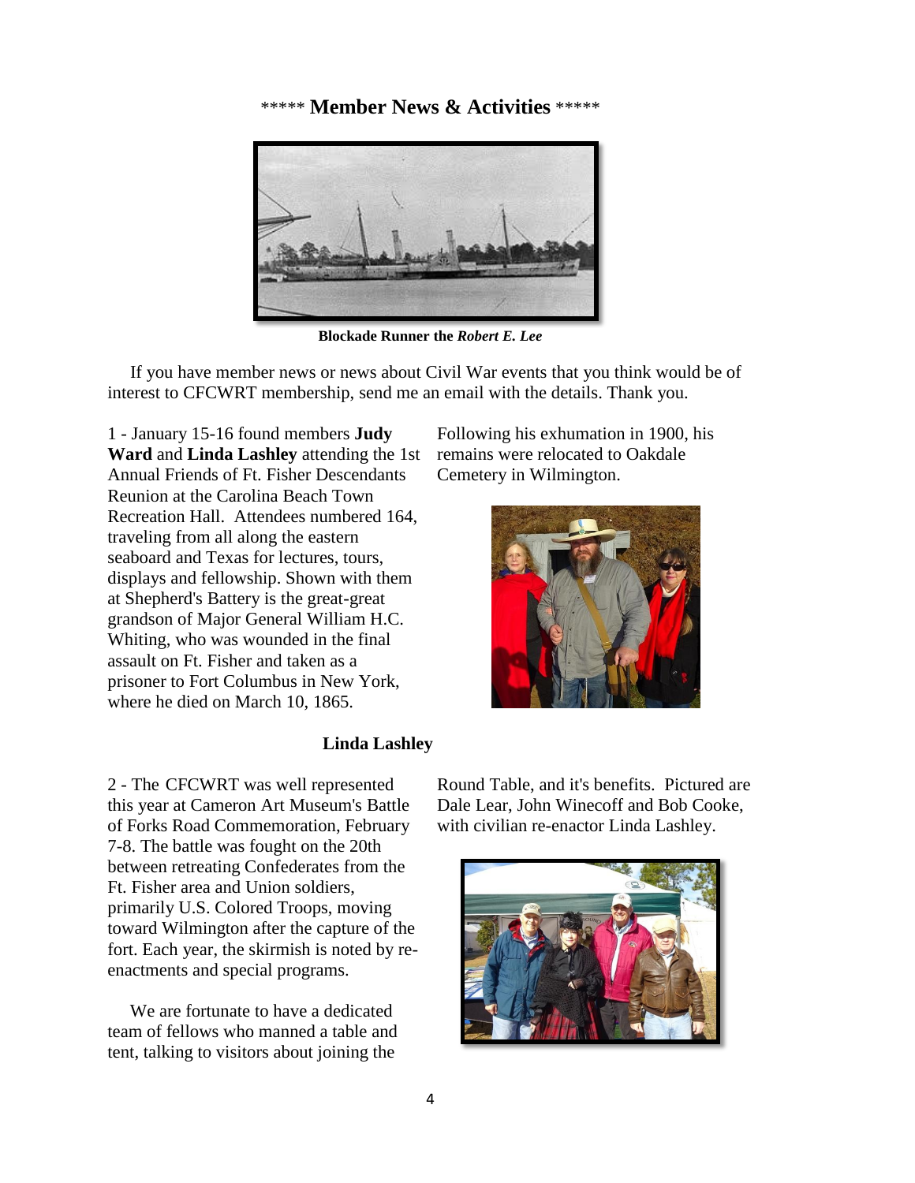## ***** Member News & Activities *****

**Blockade Runner the *Robert E. Lee***

If you have member news or news about Civil War events that you think would be of interest to CFCWRT membership, send me an email with the details. Thank you.

1 - January 15-16 found members **Judy Ward** and **Linda Lashley** attending the 1st Annual Friends of Ft. Fisher Descendants Reunion at the Carolina Beach Town Recreation Hall. Attendees numbered 164, traveling from all along the eastern seaboard and Texas for lectures, tours, displays and fellowship. Shown with them at Shepherd's Battery is the great-great grandson of Major General William H.C. Whiting, who was wounded in the final assault on Ft. Fisher and taken as a prisoner to Fort Columbus in New York, where he died on March 10, 1865. Following his exhumation in 1900, his remains were relocated to Oakdale Cemetery in Wilmington.

**Linda Lashley**

2 - The CFCWRT was well represented this year at Cameron Art Museum's Battle of Forks Road Commemoration, February 7-8. The battle was fought on the 20th between retreating Confederates from the Ft. Fisher area and Union soldiers, primarily U.S. Colored Troops, moving toward Wilmington after the capture of the fort. Each year, the skirmish is noted by re-enactments and special programs.

We are fortunate to have a dedicated team of fellows who manned a table and tent, talking to visitors about joining the Round Table, and it's benefits. Pictured are Dale Lear, John Winecoff and Bob Cooke, with civilian re-enactor Linda Lashley.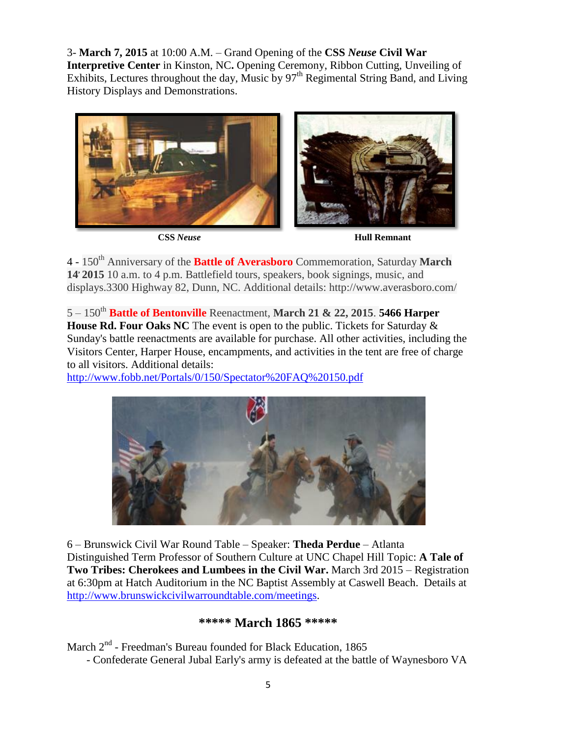3- **March 7, 2015** at 10:00 A.M. – Grand Opening of the **CSS *Neuse* Civil War Interpretive Center** in Kinston, NC**.** Opening Ceremony, Ribbon Cutting, Unveiling of Exhibits, Lectures throughout the day, Music by 97th Regimental String Band, and Living History Displays and Demonstrations.

**CSS *Neuse*** **Hull Remnant**

4 - 150th Anniversary of the **Battle of Averasboro** Commemoration, Saturday **March 14, 2015** 10 a.m. to 4 p.m. Battlefield tours, speakers, book signings, music, and displays.3300 Highway 82, Dunn, NC. Additional details: http://www.averasboro.com/

5 – 150th **Battle of Bentonville** Reenactment, **March 21 & 22, 2015**. **5466 Harper House Rd. Four Oaks NC** The event is open to the public. Tickets for Saturday & Sunday's battle reenactments are available for purchase. All other activities, including the Visitors Center, Harper House, encampments, and activities in the tent are free of charge to all visitors. Additional details: http://www.fobb.net/Portals/0/150/Spectator%20FAQ%20150.pdf

6 – Brunswick Civil War Round Table – Speaker: **Theda Perdue** – Atlanta Distinguished Term Professor of Southern Culture at UNC Chapel Hill Topic: **A Tale of Two Tribes: Cherokees and Lumbees in the Civil War.** March 3rd 2015 – Registration at 6:30pm at Hatch Auditorium in the NC Baptist Assembly at Caswell Beach. Details at http://www.brunswickcivilwarroundtable.com/meetings.

## ***** March 1865 *****

March 2nd - Freedman's Bureau founded for Black Education, 1865

- Confederate General Jubal Early's army is defeated at the battle of Waynesboro VA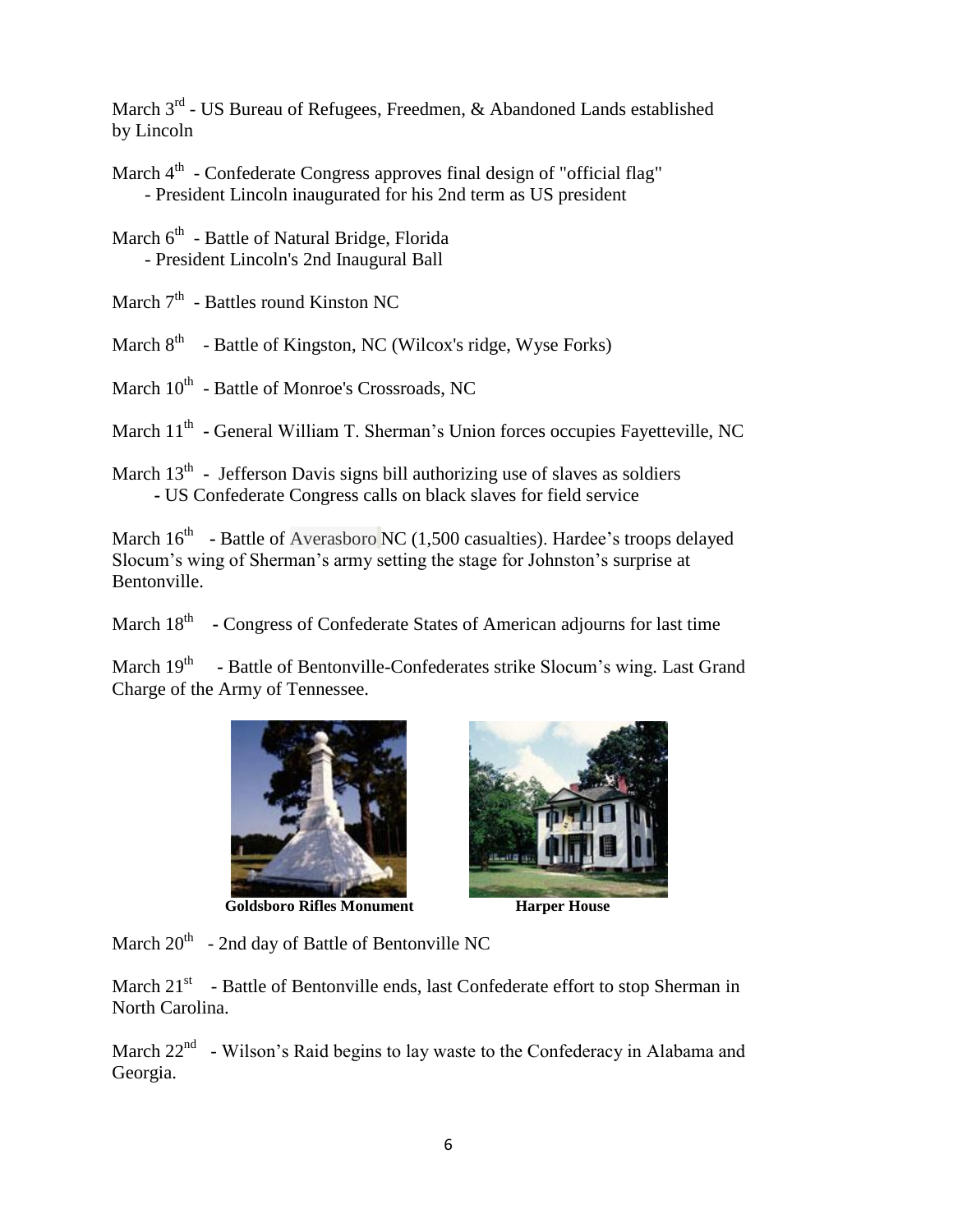March 3rd - US Bureau of Refugees, Freedmen, & Abandoned Lands established by Lincoln

March 4th - Confederate Congress approves final design of "official flag"
- President Lincoln inaugurated for his 2nd term as US president

March 6th - Battle of Natural Bridge, Florida
- President Lincoln's 2nd Inaugural Ball

March 7th - Battles round Kinston NC

March 8th - Battle of Kingston, NC (Wilcox's ridge, Wyse Forks)

March 10th - Battle of Monroe's Crossroads, NC

March 11th - General William T. Sherman's Union forces occupies Fayetteville, NC

March 13th - Jefferson Davis signs bill authorizing use of slaves as soldiers
- US Confederate Congress calls on black slaves for field service

March 16th - Battle of Averasboro NC (1,500 casualties). Hardee's troops delayed Slocum's wing of Sherman's army setting the stage for Johnston's surprise at Bentonville.

March 18th - Congress of Confederate States of American adjourns for last time

March 19th - Battle of Bentonville-Confederates strike Slocum's wing. Last Grand Charge of the Army of Tennessee.

**Goldsboro Rifles Monument**

**Harper House**

March 20th - 2nd day of Battle of Bentonville NC

March 21st - Battle of Bentonville ends, last Confederate effort to stop Sherman in North Carolina.

March 22nd - Wilson's Raid begins to lay waste to the Confederacy in Alabama and Georgia.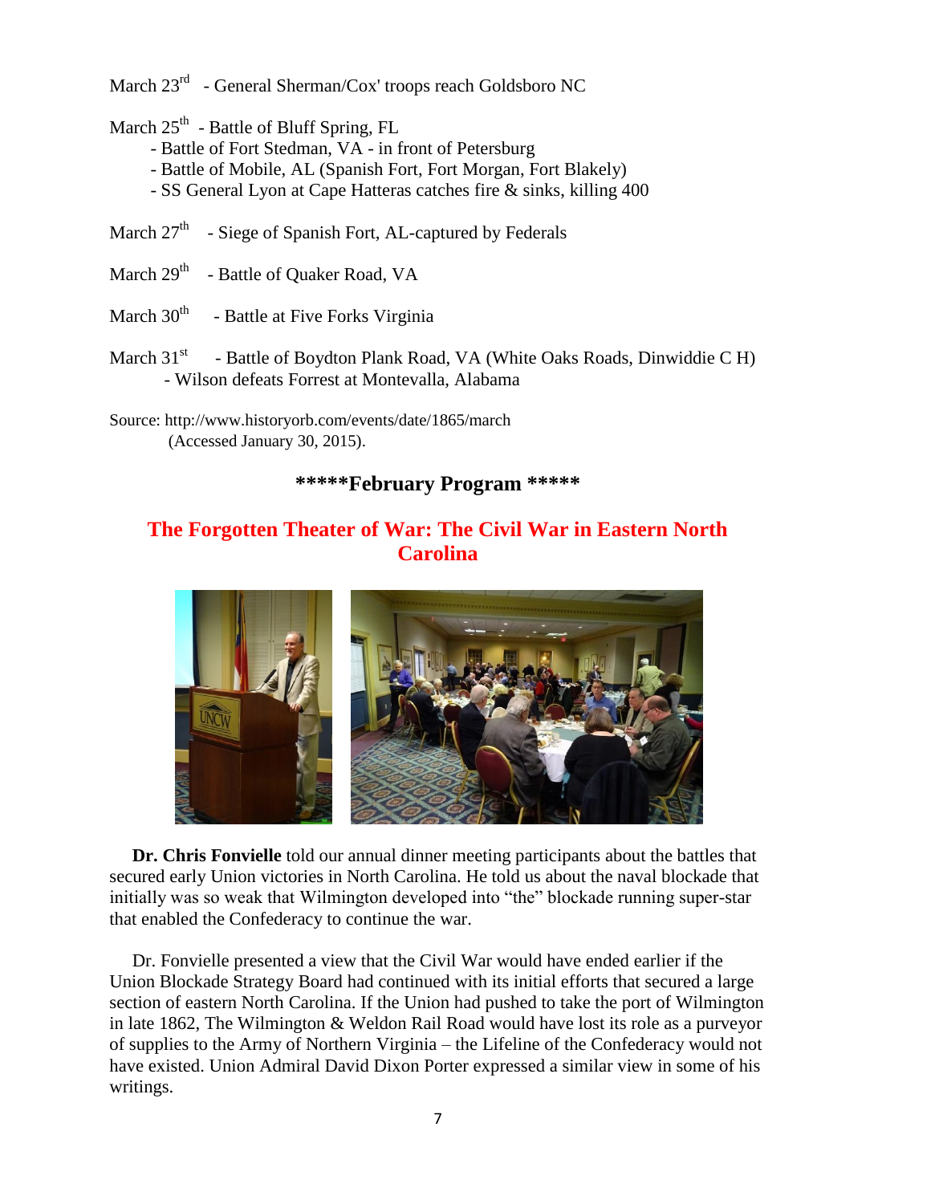March 23rd - General Sherman/Cox' troops reach Goldsboro NC

March 25th - Battle of Bluff Spring, FL
- Battle of Fort Stedman, VA - in front of Petersburg
- Battle of Mobile, AL (Spanish Fort, Fort Morgan, Fort Blakely)
- SS General Lyon at Cape Hatteras catches fire & sinks, killing 400

March 27th - Siege of Spanish Fort, AL-captured by Federals

March 29th - Battle of Quaker Road, VA

March 30th - Battle at Five Forks Virginia

March 31st - Battle of Boydton Plank Road, VA (White Oaks Roads, Dinwiddie C H)
- Wilson defeats Forrest at Montevalla, Alabama

Source: http://www.historyorb.com/events/date/1865/march
(Accessed January 30, 2015).

**\*\*\*\*\*February Program \*\*\*\*\***

## The Forgotten Theater of War: The Civil War in Eastern North Carolina

**Dr. Chris Fonvielle** told our annual dinner meeting participants about the battles that secured early Union victories in North Carolina. He told us about the naval blockade that initially was so weak that Wilmington developed into "the" blockade running super-star that enabled the Confederacy to continue the war.

Dr. Fonvielle presented a view that the Civil War would have ended earlier if the Union Blockade Strategy Board had continued with its initial efforts that secured a large section of eastern North Carolina. If the Union had pushed to take the port of Wilmington in late 1862, The Wilmington & Weldon Rail Road would have lost its role as a purveyor of supplies to the Army of Northern Virginia – the Lifeline of the Confederacy would not have existed. Union Admiral David Dixon Porter expressed a similar view in some of his writings.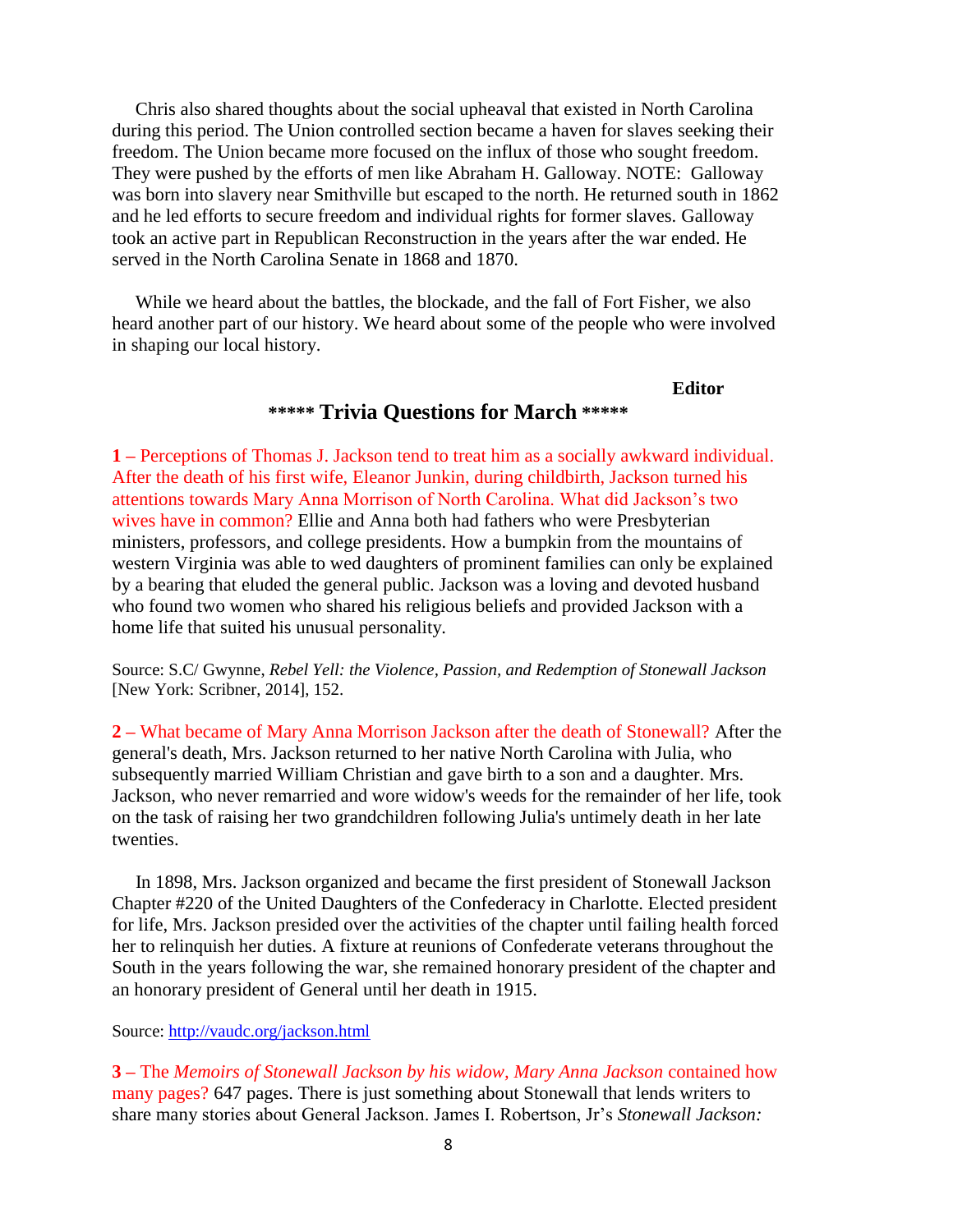Chris also shared thoughts about the social upheaval that existed in North Carolina during this period. The Union controlled section became a haven for slaves seeking their freedom. The Union became more focused on the influx of those who sought freedom. They were pushed by the efforts of men like Abraham H. Galloway. NOTE: Galloway was born into slavery near Smithville but escaped to the north. He returned south in 1862 and he led efforts to secure freedom and individual rights for former slaves. Galloway took an active part in Republican Reconstruction in the years after the war ended. He served in the North Carolina Senate in 1868 and 1870.

While we heard about the battles, the blockade, and the fall of Fort Fisher, we also heard another part of our history. We heard about some of the people who were involved in shaping our local history.

**Editor**

## ***** Trivia Questions for March *****

**1 –** Perceptions of Thomas J. Jackson tend to treat him as a socially awkward individual. After the death of his first wife, Eleanor Junkin, during childbirth, Jackson turned his attentions towards Mary Anna Morrison of North Carolina. What did Jackson's two wives have in common? Ellie and Anna both had fathers who were Presbyterian ministers, professors, and college presidents. How a bumpkin from the mountains of western Virginia was able to wed daughters of prominent families can only be explained by a bearing that eluded the general public. Jackson was a loving and devoted husband who found two women who shared his religious beliefs and provided Jackson with a home life that suited his unusual personality.

Source: S.C/ Gwynne, *Rebel Yell: the Violence, Passion, and Redemption of Stonewall Jackson* [New York: Scribner, 2014], 152.

**2 –** What became of Mary Anna Morrison Jackson after the death of Stonewall? After the general's death, Mrs. Jackson returned to her native North Carolina with Julia, who subsequently married William Christian and gave birth to a son and a daughter. Mrs. Jackson, who never remarried and wore widow's weeds for the remainder of her life, took on the task of raising her two grandchildren following Julia's untimely death in her late twenties.

In 1898, Mrs. Jackson organized and became the first president of Stonewall Jackson Chapter #220 of the United Daughters of the Confederacy in Charlotte. Elected president for life, Mrs. Jackson presided over the activities of the chapter until failing health forced her to relinquish her duties. A fixture at reunions of Confederate veterans throughout the South in the years following the war, she remained honorary president of the chapter and an honorary president of General until her death in 1915.

Source: http://vaudc.org/jackson.html

**3 –** The *Memoirs of Stonewall Jackson by his widow, Mary Anna Jackson* contained how many pages? 647 pages. There is just something about Stonewall that lends writers to share many stories about General Jackson. James I. Robertson, Jr's *Stonewall Jackson:*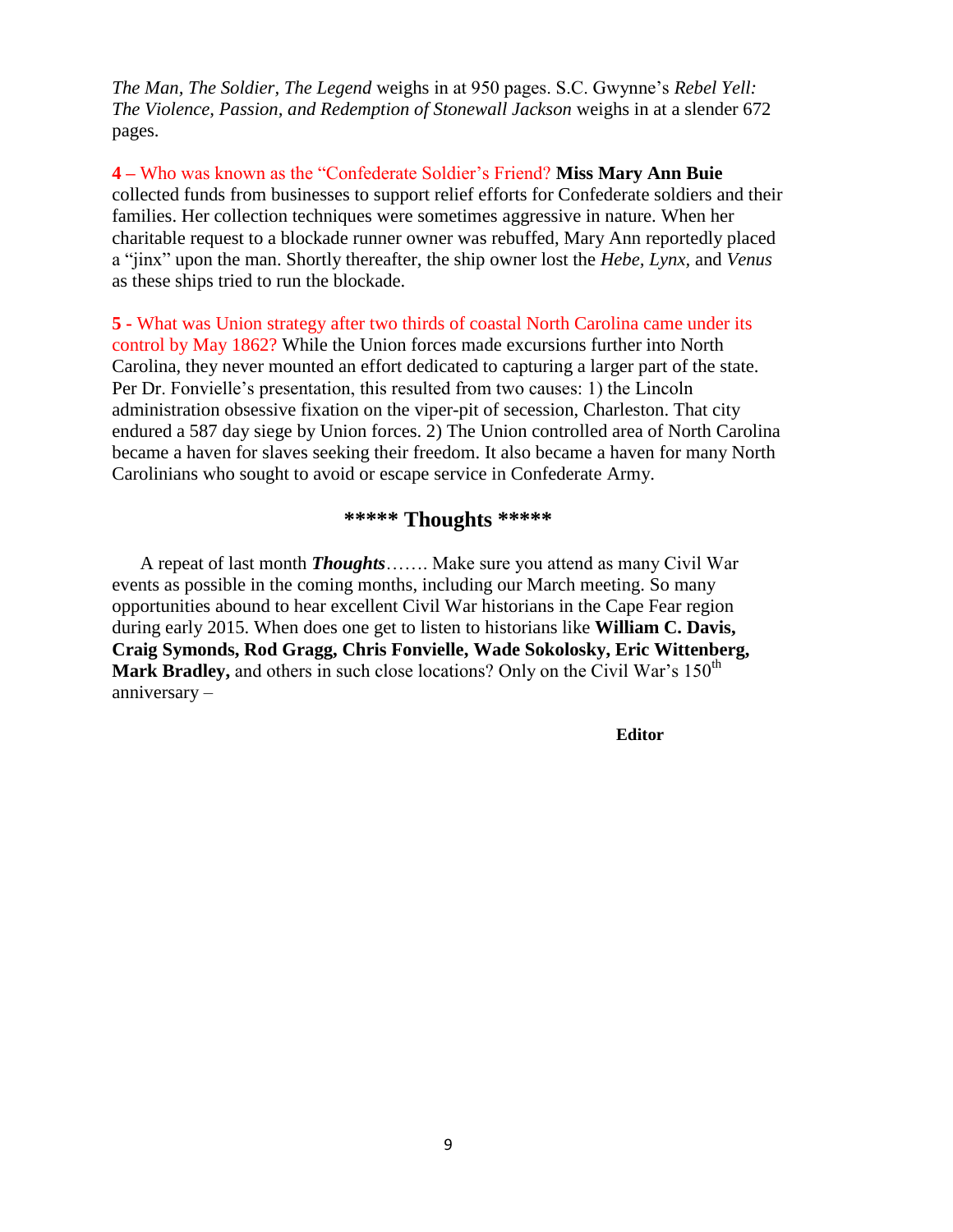*The Man, The Soldier, The Legend* weighs in at 950 pages. S.C. Gwynne's *Rebel Yell: The Violence, Passion, and Redemption of Stonewall Jackson* weighs in at a slender 672 pages.

**4 –** Who was known as the "Confederate Soldier's Friend? **Miss Mary Ann Buie** collected funds from businesses to support relief efforts for Confederate soldiers and their families. Her collection techniques were sometimes aggressive in nature. When her charitable request to a blockade runner owner was rebuffed, Mary Ann reportedly placed a "jinx" upon the man. Shortly thereafter, the ship owner lost the *Hebe, Lynx,* and *Venus* as these ships tried to run the blockade.

**5 -** What was Union strategy after two thirds of coastal North Carolina came under its control by May 1862? While the Union forces made excursions further into North Carolina, they never mounted an effort dedicated to capturing a larger part of the state. Per Dr. Fonvielle's presentation, this resulted from two causes: 1) the Lincoln administration obsessive fixation on the viper-pit of secession, Charleston. That city endured a 587 day siege by Union forces. 2) The Union controlled area of North Carolina became a haven for slaves seeking their freedom. It also became a haven for many North Carolinians who sought to avoid or escape service in Confederate Army.

## ***** Thoughts *****

A repeat of last month ***Thoughts***……. Make sure you attend as many Civil War events as possible in the coming months, including our March meeting. So many opportunities abound to hear excellent Civil War historians in the Cape Fear region during early 2015. When does one get to listen to historians like **William C. Davis, Craig Symonds, Rod Gragg, Chris Fonvielle, Wade Sokolosky, Eric Wittenberg, Mark Bradley,** and others in such close locations? Only on the Civil War's 150$^{th}$ anniversary –

**Editor**